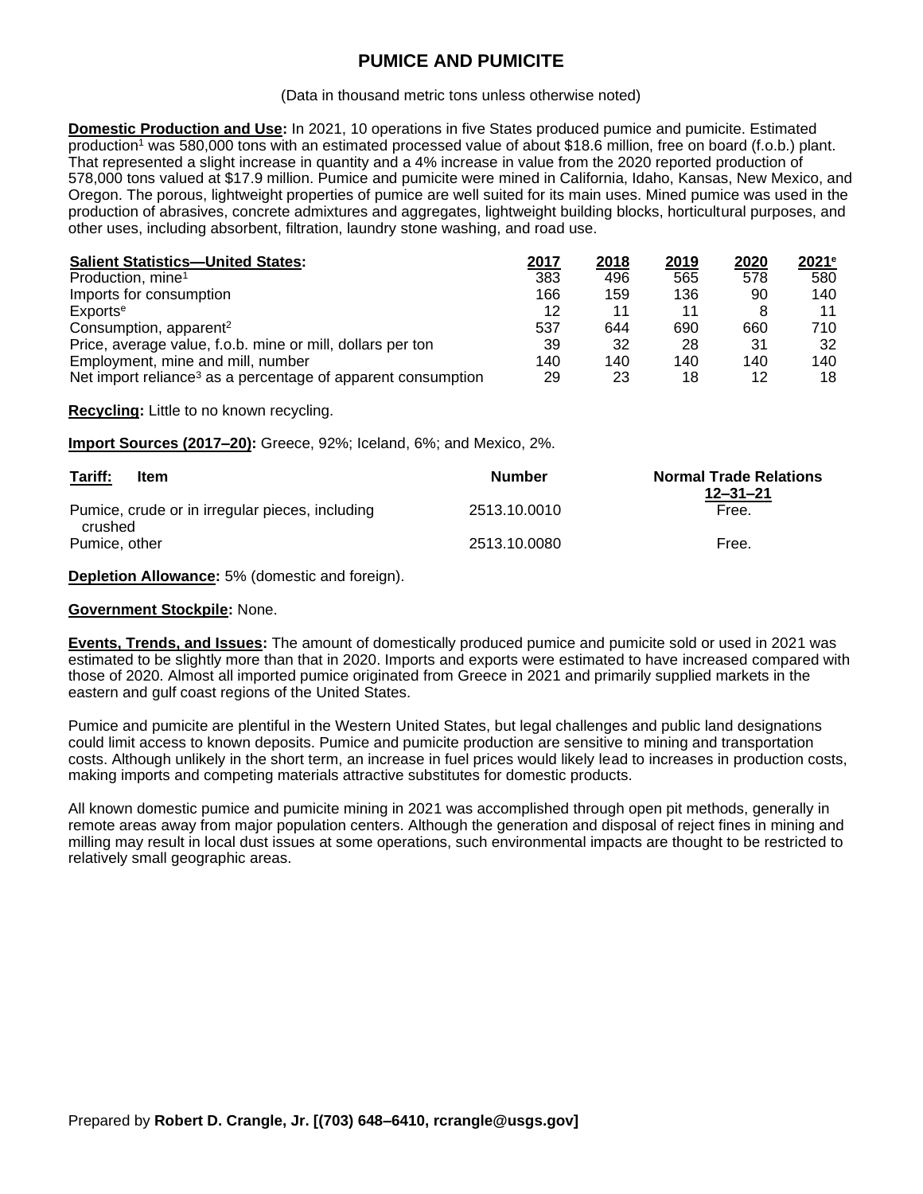# PUMICE AND PUMICITE

(Data in thousand metric tons unless otherwise noted)

**Domestic Production and Use:** In 2021, 10 operations in five States produced pumice and pumicite. Estimated production[1] was 580,000 tons with an estimated processed value of about $18.6 million, free on board (f.o.b.) plant. That represented a slight increase in quantity and a 4% increase in value from the 2020 reported production of 578,000 tons valued at $17.9 million. Pumice and pumicite were mined in California, Idaho, Kansas, New Mexico, and Oregon. The porous, lightweight properties of pumice are well suited for its main uses. Mined pumice was used in the production of abrasives, concrete admixtures and aggregates, lightweight building blocks, horticultural purposes, and other uses, including absorbent, filtration, laundry stone washing, and road use.

| Salient Statistics—United States: | 2017 | 2018 | 2019 | 2020 | 2021[e] |
|---|---|---|---|---|---|
| Production, mine[1] | 383 | 496 | 565 | 578 | 580 |
| Imports for consumption | 166 | 159 | 136 | 90 | 140 |
| Exports[e] | 12 | 11 | 11 | 8 | 11 |
| Consumption, apparent[2] | 537 | 644 | 690 | 660 | 710 |
| Price, average value, f.o.b. mine or mill, dollars per ton | 39 | 32 | 28 | 31 | 32 |
| Employment, mine and mill, number | 140 | 140 | 140 | 140 | 140 |
| Net import reliance[3] as a percentage of apparent consumption | 29 | 23 | 18 | 12 | 18 |

**Recycling:** Little to no known recycling.

**Import Sources (2017–20):** Greece, 92%; Iceland, 6%; and Mexico, 2%.

| Tariff: Item | Number | Normal Trade Relations 12–31–21 |
|---|---|---|
| Pumice, crude or in irregular pieces, including crushed | 2513.10.0010 | Free. |
| Pumice, other | 2513.10.0080 | Free. |

**Depletion Allowance:** 5% (domestic and foreign).

**Government Stockpile:** None.

**Events, Trends, and Issues:** The amount of domestically produced pumice and pumicite sold or used in 2021 was estimated to be slightly more than that in 2020. Imports and exports were estimated to have increased compared with those of 2020. Almost all imported pumice originated from Greece in 2021 and primarily supplied markets in the eastern and gulf coast regions of the United States.

Pumice and pumicite are plentiful in the Western United States, but legal challenges and public land designations could limit access to known deposits. Pumice and pumicite production are sensitive to mining and transportation costs. Although unlikely in the short term, an increase in fuel prices would likely lead to increases in production costs, making imports and competing materials attractive substitutes for domestic products.

All known domestic pumice and pumicite mining in 2021 was accomplished through open pit methods, generally in remote areas away from major population centers. Although the generation and disposal of reject fines in mining and milling may result in local dust issues at some operations, such environmental impacts are thought to be restricted to relatively small geographic areas.

Prepared by **Robert D. Crangle, Jr. [(703) 648–6410, rcrangle@usgs.gov]**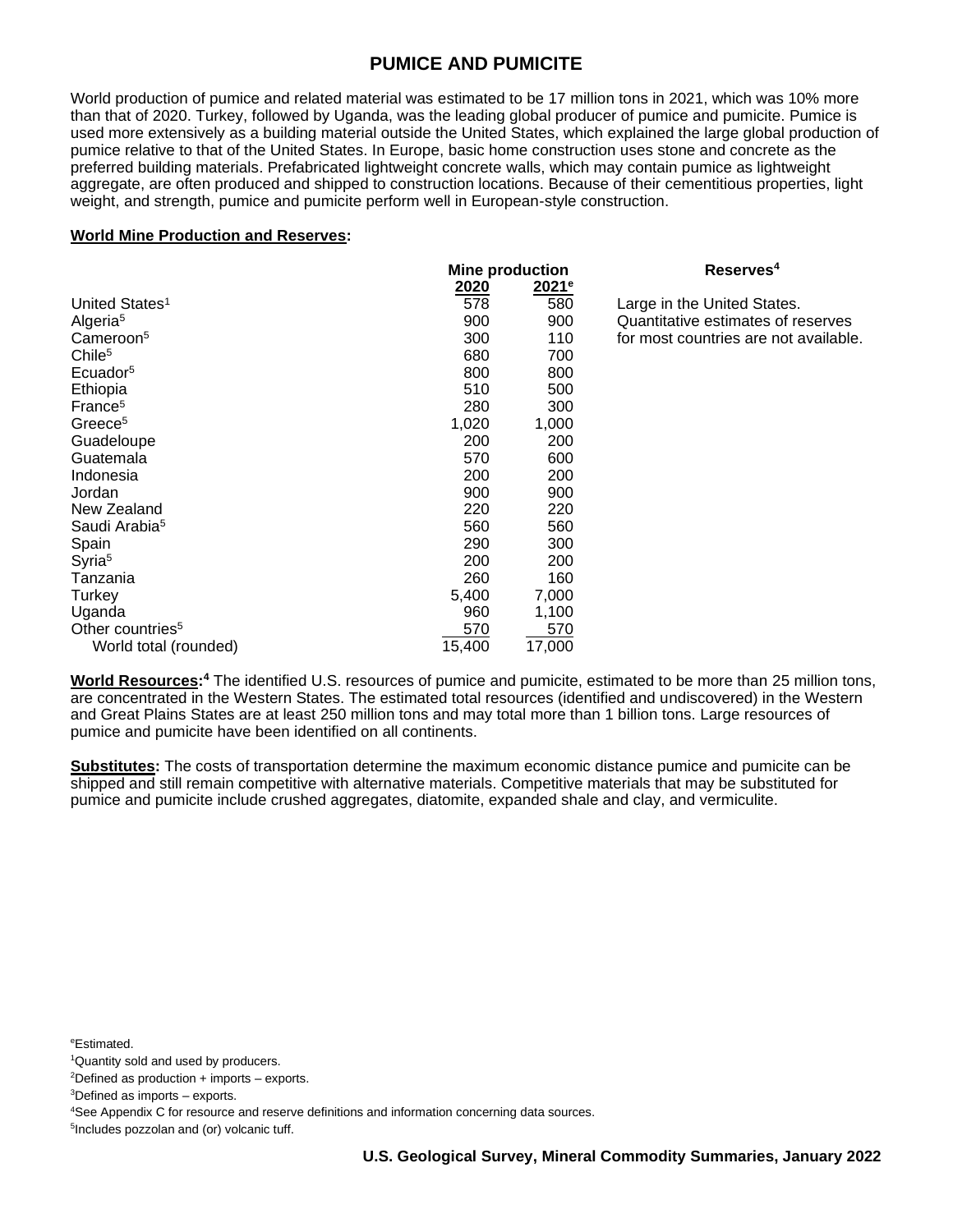## PUMICE AND PUMICITE

World production of pumice and related material was estimated to be 17 million tons in 2021, which was 10% more than that of 2020. Turkey, followed by Uganda, was the leading global producer of pumice and pumicite. Pumice is used more extensively as a building material outside the United States, which explained the large global production of pumice relative to that of the United States. In Europe, basic home construction uses stone and concrete as the preferred building materials. Prefabricated lightweight concrete walls, which may contain pumice as lightweight aggregate, are often produced and shipped to construction locations. Because of their cementitious properties, light weight, and strength, pumice and pumicite perform well in European-style construction.

**World Mine Production and Reserves:**

| | Mine production | | Reserves[4] |
|---|---|---|---|
| | 2020 | 2021[e] | |
| United States[1] | 578 | 580 | Large in the United States. Quantitative estimates of reserves for most countries are not available. |
| Algeria[5] | 900 | 900 | |
| Cameroon[5] | 300 | 110 | |
| Chile[5] | 680 | 700 | |
| Ecuador[5] | 800 | 800 | |
| Ethiopia | 510 | 500 | |
| France[5] | 280 | 300 | |
| Greece[5] | 1,020 | 1,000 | |
| Guadeloupe | 200 | 200 | |
| Guatemala | 570 | 600 | |
| Indonesia | 200 | 200 | |
| Jordan | 900 | 900 | |
| New Zealand | 220 | 220 | |
| Saudi Arabia[5] | 560 | 560 | |
| Spain | 290 | 300 | |
| Syria[5] | 200 | 200 | |
| Tanzania | 260 | 160 | |
| Turkey | 5,400 | 7,000 | |
| Uganda | 960 | 1,100 | |
| Other countries[5] | 570 | 570 | |
| World total (rounded) | 15,400 | 17,000 | |

**World Resources:**[4] The identified U.S. resources of pumice and pumicite, estimated to be more than 25 million tons, are concentrated in the Western States. The estimated total resources (identified and undiscovered) in the Western and Great Plains States are at least 250 million tons and may total more than 1 billion tons. Large resources of pumice and pumicite have been identified on all continents.

**Substitutes:** The costs of transportation determine the maximum economic distance pumice and pumicite can be shipped and still remain competitive with alternative materials. Competitive materials that may be substituted for pumice and pumicite include crushed aggregates, diatomite, expanded shale and clay, and vermiculite.

[e]Estimated.
[1]Quantity sold and used by producers.
[2]Defined as production + imports – exports.
[3]Defined as imports – exports.
[4]See Appendix C for resource and reserve definitions and information concerning data sources.
[5]Includes pozzolan and (or) volcanic tuff.